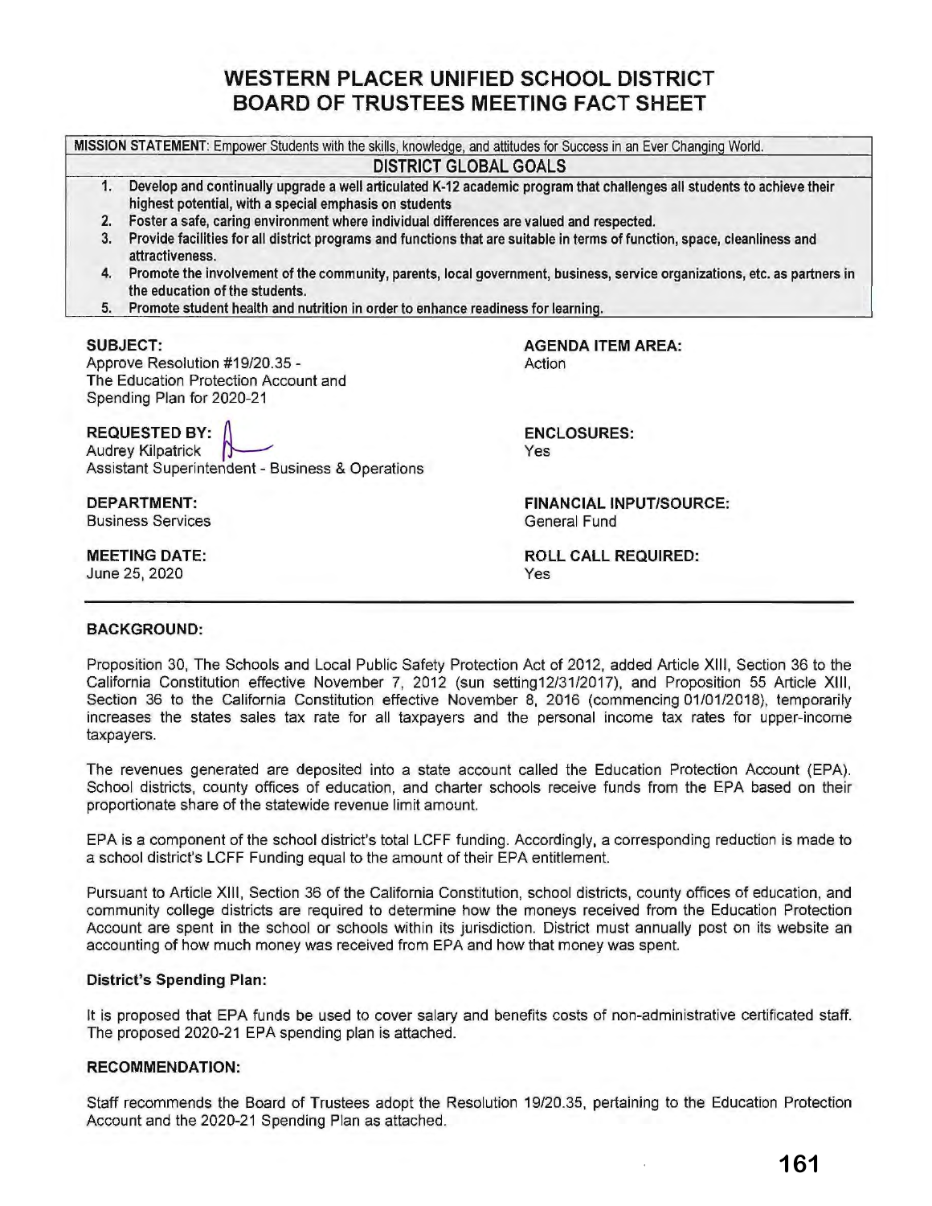# WESTERN PLACER UNIFIED SCHOOL DISTRICT
# BOARD OF TRUSTEES MEETING FACT SHEET

**MISSION STATEMENT**: Empower Students with the skills, knowledge, and attitudes for Success in an Ever Changing World.

**DISTRICT GLOBAL GOALS**

1. **Develop and continually upgrade a well articulated K-12 academic program that challenges all students to achieve their highest potential, with a special emphasis on students**
2. **Foster a safe, caring environment where individual differences are valued and respected.**
3. **Provide facilities for all district programs and functions that are suitable in terms of function, space, cleanliness and attractiveness.**
4. **Promote the involvement of the community, parents, local government, business, service organizations, etc. as partners in the education of the students.**
5. **Promote student health and nutrition in order to enhance readiness for learning.**

**SUBJECT:**
Approve Resolution #19/20.35 - The Education Protection Account and Spending Plan for 2020-21

**AGENDA ITEM AREA:**
Action

**REQUESTED BY:**
Audrey Kilpatrick
Assistant Superintendent - Business & Operations

**ENCLOSURES:**
Yes

**DEPARTMENT:**
Business Services

**FINANCIAL INPUT/SOURCE:**
General Fund

**MEETING DATE:**
June 25, 2020

**ROLL CALL REQUIRED:**
Yes

---

**BACKGROUND:**

Proposition 30, The Schools and Local Public Safety Protection Act of 2012, added Article XIII, Section 36 to the California Constitution effective November 7, 2012 (sun setting12/31/2017), and Proposition 55 Article XIII, Section 36 to the California Constitution effective November 8, 2016 (commencing 01/01/2018), temporarily increases the states sales tax rate for all taxpayers and the personal income tax rates for upper-income taxpayers.

The revenues generated are deposited into a state account called the Education Protection Account (EPA). School districts, county offices of education, and charter schools receive funds from the EPA based on their proportionate share of the statewide revenue limit amount.

EPA is a component of the school district's total LCFF funding. Accordingly, a corresponding reduction is made to a school district's LCFF Funding equal to the amount of their EPA entitlement.

Pursuant to Article XIII, Section 36 of the California Constitution, school districts, county offices of education, and community college districts are required to determine how the moneys received from the Education Protection Account are spent in the school or schools within its jurisdiction. District must annually post on its website an accounting of how much money was received from EPA and how that money was spent.

**District's Spending Plan:**

It is proposed that EPA funds be used to cover salary and benefits costs of non-administrative certificated staff. The proposed 2020-21 EPA spending plan is attached.

**RECOMMENDATION:**

Staff recommends the Board of Trustees adopt the Resolution 19/20.35, pertaining to the Education Protection Account and the 2020-21 Spending Plan as attached.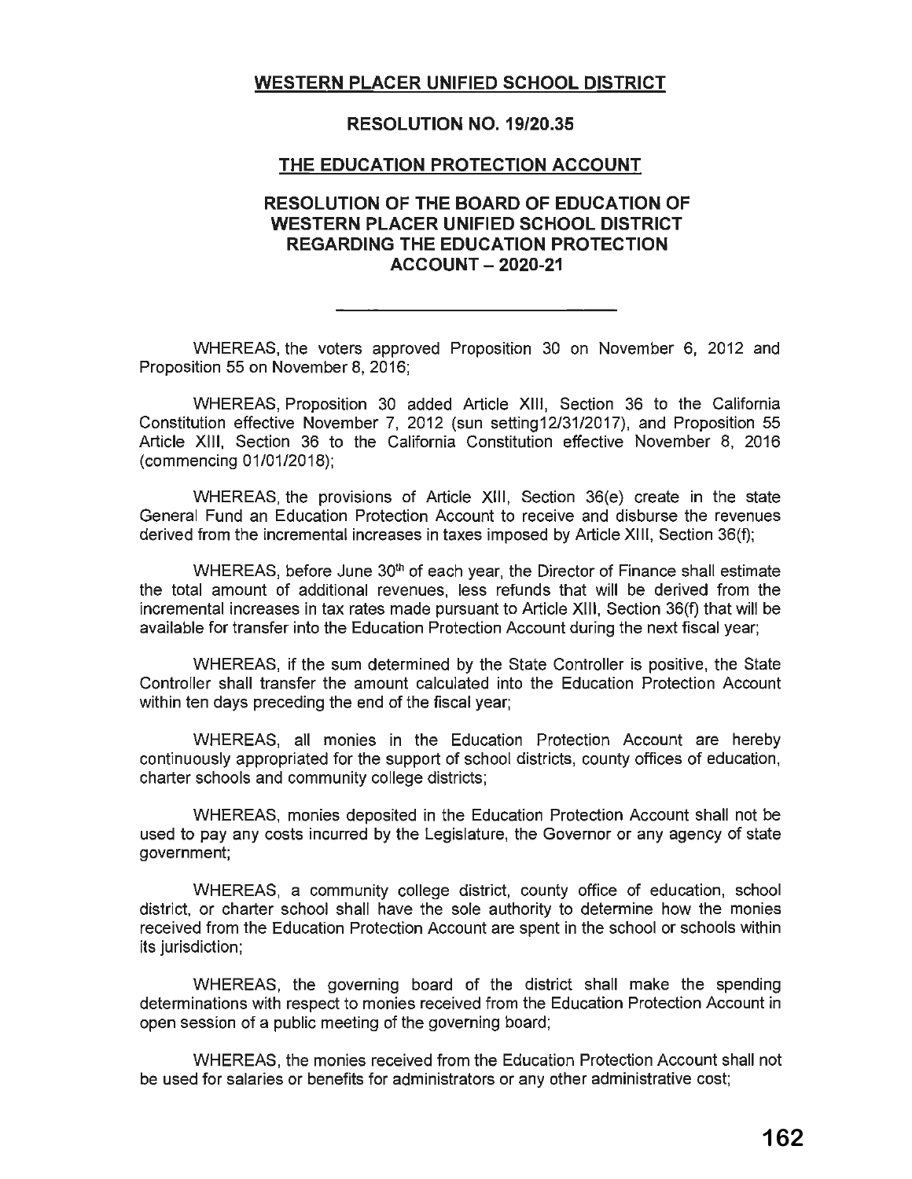# WESTERN PLACER UNIFIED SCHOOL DISTRICT

## RESOLUTION NO. 19/20.35

## THE EDUCATION PROTECTION ACCOUNT

## RESOLUTION OF THE BOARD OF EDUCATION OF WESTERN PLACER UNIFIED SCHOOL DISTRICT REGARDING THE EDUCATION PROTECTION ACCOUNT – 2020-21

---

WHEREAS, the voters approved Proposition 30 on November 6, 2012 and Proposition 55 on November 8, 2016;

WHEREAS, Proposition 30 added Article XIII, Section 36 to the California Constitution effective November 7, 2012 (sun setting12/31/2017), and Proposition 55 Article XIII, Section 36 to the California Constitution effective November 8, 2016 (commencing 01/01/2018);

WHEREAS, the provisions of Article XIII, Section 36(e) create in the state General Fund an Education Protection Account to receive and disburse the revenues derived from the incremental increases in taxes imposed by Article XIII, Section 36(f);

WHEREAS, before June 30th of each year, the Director of Finance shall estimate the total amount of additional revenues, less refunds that will be derived from the incremental increases in tax rates made pursuant to Article XIII, Section 36(f) that will be available for transfer into the Education Protection Account during the next fiscal year;

WHEREAS, if the sum determined by the State Controller is positive, the State Controller shall transfer the amount calculated into the Education Protection Account within ten days preceding the end of the fiscal year;

WHEREAS, all monies in the Education Protection Account are hereby continuously appropriated for the support of school districts, county offices of education, charter schools and community college districts;

WHEREAS, monies deposited in the Education Protection Account shall not be used to pay any costs incurred by the Legislature, the Governor or any agency of state government;

WHEREAS, a community college district, county office of education, school district, or charter school shall have the sole authority to determine how the monies received from the Education Protection Account are spent in the school or schools within its jurisdiction;

WHEREAS, the governing board of the district shall make the spending determinations with respect to monies received from the Education Protection Account in open session of a public meeting of the governing board;

WHEREAS, the monies received from the Education Protection Account shall not be used for salaries or benefits for administrators or any other administrative cost;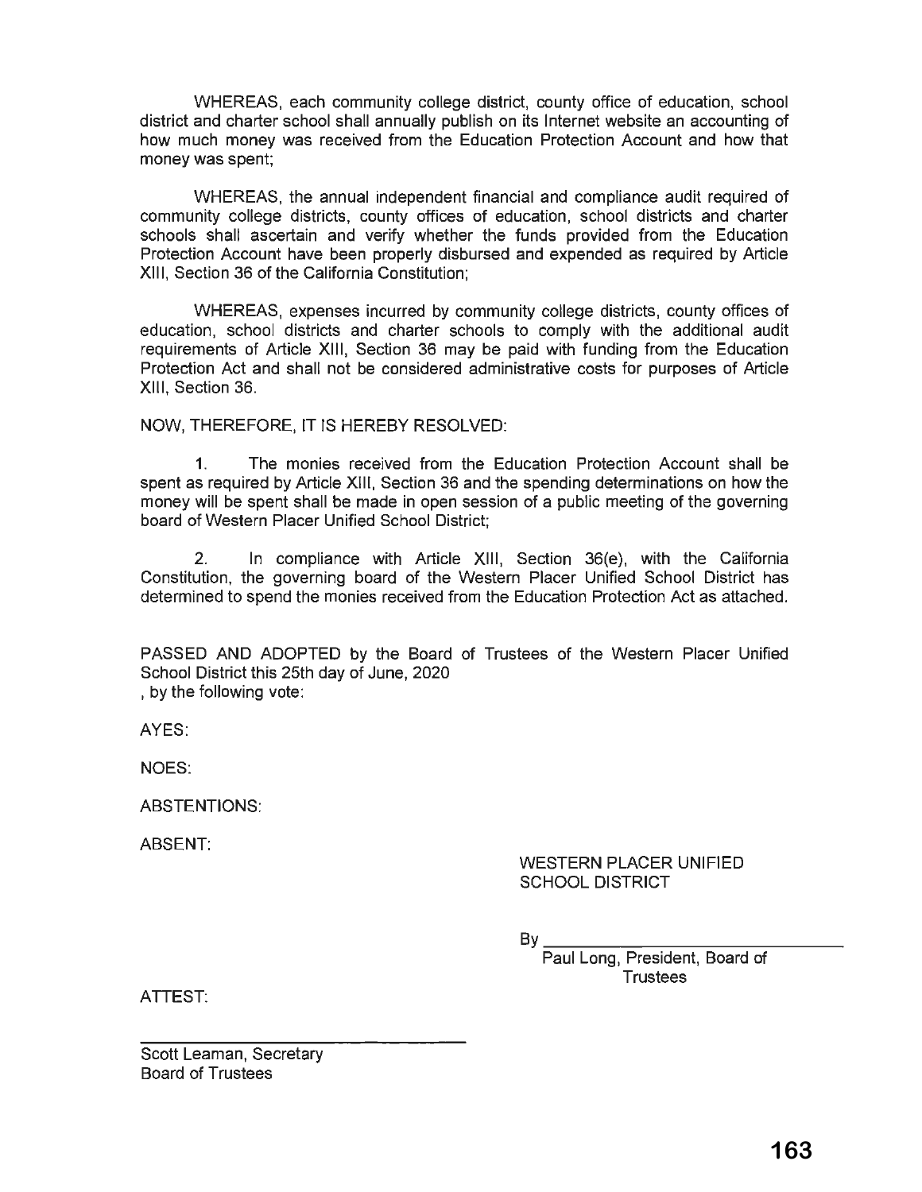WHEREAS, each community college district, county office of education, school district and charter school shall annually publish on its Internet website an accounting of how much money was received from the Education Protection Account and how that money was spent;

WHEREAS, the annual independent financial and compliance audit required of community college districts, county offices of education, school districts and charter schools shall ascertain and verify whether the funds provided from the Education Protection Account have been properly disbursed and expended as required by Article XIII, Section 36 of the California Constitution;

WHEREAS, expenses incurred by community college districts, county offices of education, school districts and charter schools to comply with the additional audit requirements of Article XIII, Section 36 may be paid with funding from the Education Protection Act and shall not be considered administrative costs for purposes of Article XIII, Section 36.

NOW, THEREFORE, IT IS HEREBY RESOLVED:

1. The monies received from the Education Protection Account shall be spent as required by Article XIII, Section 36 and the spending determinations on how the money will be spent shall be made in open session of a public meeting of the governing board of Western Placer Unified School District;

2. In compliance with Article XIII, Section 36(e), with the California Constitution, the governing board of the Western Placer Unified School District has determined to spend the monies received from the Education Protection Act as attached.

PASSED AND ADOPTED by the Board of Trustees of the Western Placer Unified School District this 25th day of June, 2020
, by the following vote:

AYES:

NOES:

ABSTENTIONS:

ABSENT:

WESTERN PLACER UNIFIED SCHOOL DISTRICT

By \_\_\_\_\_\_\_\_\_\_\_\_\_\_\_\_\_\_\_\_\_\_\_\_\_\_\_\_\_\_
Paul Long, President, Board of Trustees

ATTEST:

\_\_\_\_\_\_\_\_\_\_\_\_\_\_\_\_\_\_\_\_\_\_\_\_\_\_\_\_\_\_
Scott Leaman, Secretary
Board of Trustees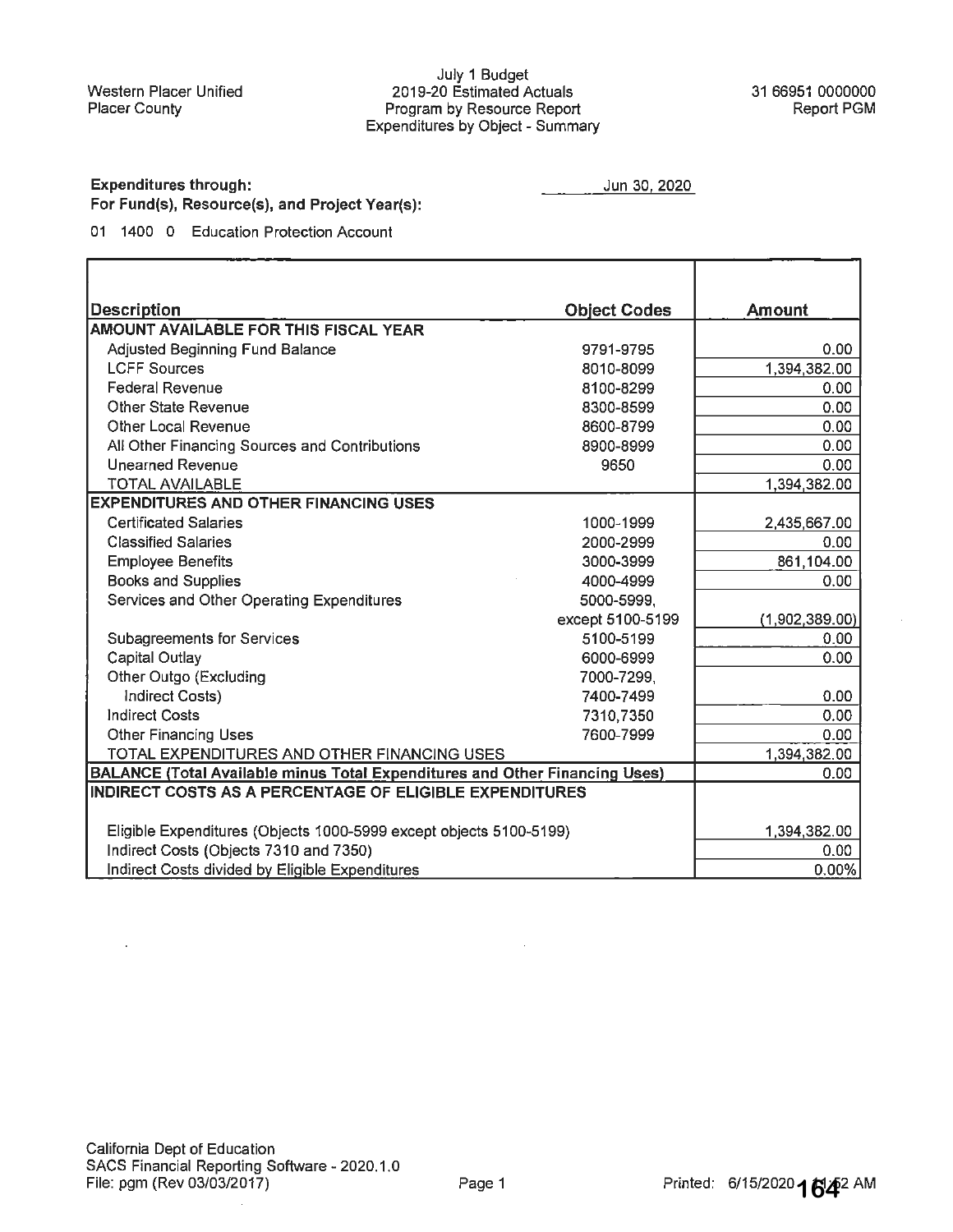Western Placer Unified
Placer County

July 1 Budget
2019-20 Estimated Actuals
Program by Resource Report
Expenditures by Object - Summary

31 66951 0000000
Report PGM

**Expenditures through:** Jun 30, 2020
**For Fund(s), Resource(s), and Project Year(s):**

01 1400 0 Education Protection Account

| Description | Object Codes | Amount |
|---|---|---|
| **AMOUNT AVAILABLE FOR THIS FISCAL YEAR** | | |
| Adjusted Beginning Fund Balance | 9791-9795 | 0.00 |
| LCFF Sources | 8010-8099 | 1,394,382.00 |
| Federal Revenue | 8100-8299 | 0.00 |
| Other State Revenue | 8300-8599 | 0.00 |
| Other Local Revenue | 8600-8799 | 0.00 |
| All Other Financing Sources and Contributions | 8900-8999 | 0.00 |
| Unearned Revenue | 9650 | 0.00 |
| TOTAL AVAILABLE | | 1,394,382.00 |
| **EXPENDITURES AND OTHER FINANCING USES** | | |
| Certificated Salaries | 1000-1999 | 2,435,667.00 |
| Classified Salaries | 2000-2999 | 0.00 |
| Employee Benefits | 3000-3999 | 861,104.00 |
| Books and Supplies | 4000-4999 | 0.00 |
| Services and Other Operating Expenditures | 5000-5999, except 5100-5199 | (1,902,389.00) |
| Subagreements for Services | 5100-5199 | 0.00 |
| Capital Outlay | 6000-6999 | 0.00 |
| Other Outgo (Excluding Indirect Costs) | 7000-7299, 7400-7499 | 0.00 |
| Indirect Costs | 7310,7350 | 0.00 |
| Other Financing Uses | 7600-7999 | 0.00 |
| TOTAL EXPENDITURES AND OTHER FINANCING USES | | 1,394,382.00 |
| **BALANCE (Total Available minus Total Expenditures and Other Financing Uses)** | | 0.00 |
| **INDIRECT COSTS AS A PERCENTAGE OF ELIGIBLE EXPENDITURES** | | |
| Eligible Expenditures (Objects 1000-5999 except objects 5100-5199) | | 1,394,382.00 |
| Indirect Costs (Objects 7310 and 7350) | | 0.00 |
| Indirect Costs divided by Eligible Expenditures | | 0.00% |

California Dept of Education
SACS Financial Reporting Software - 2020.1.0
File: pgm (Rev 03/03/2017)

Printed: 6/15/2020 11:52 AM